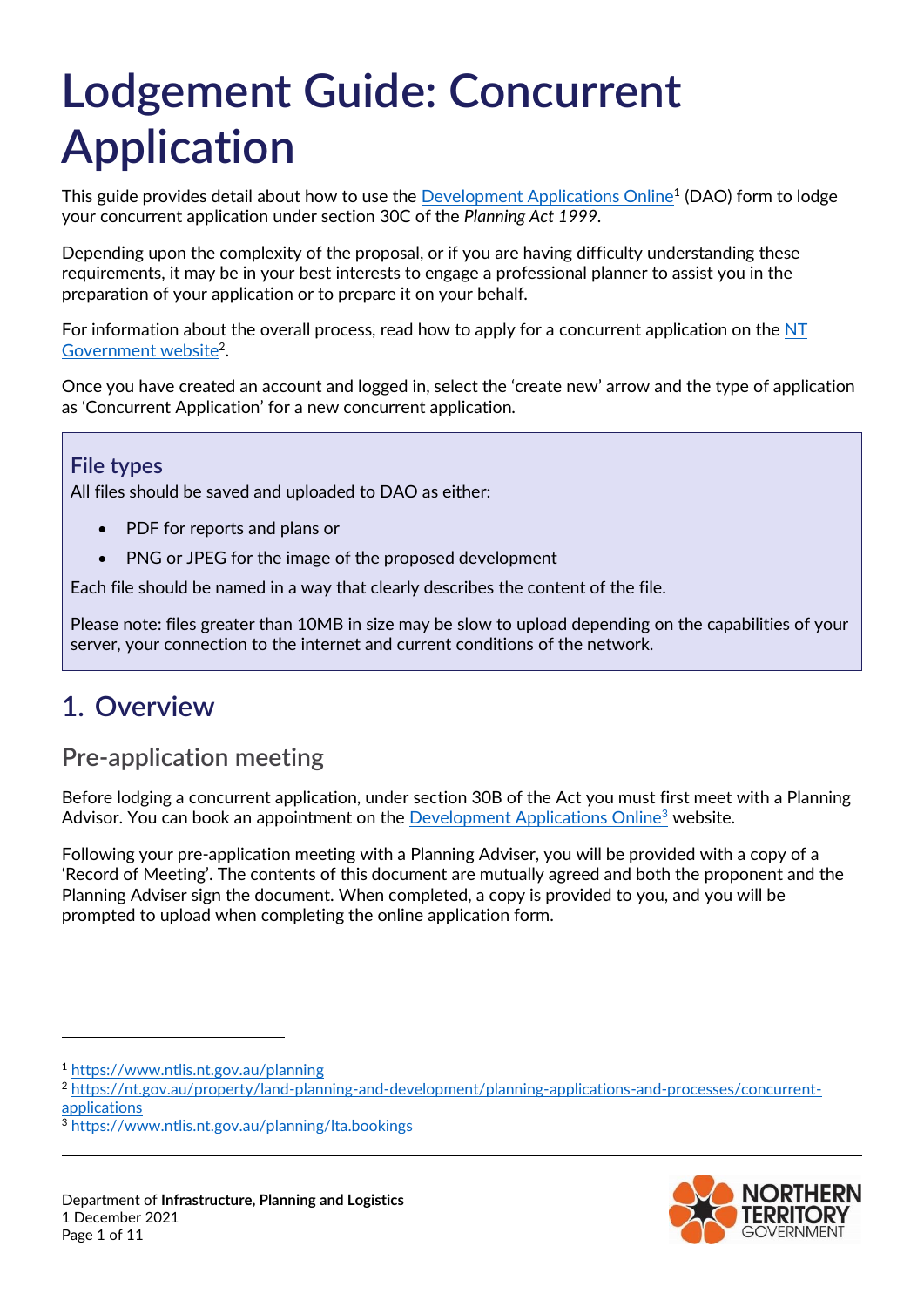# Lodgement Guide: Concurrent Application

This guide provides detail about how to use the Development Applications Online[1] (DAO) form to lodge your concurrent application under section 30C of the *Planning Act 1999*.

Depending upon the complexity of the proposal, or if you are having difficulty understanding these requirements, it may be in your best interests to engage a professional planner to assist you in the preparation of your application or to prepare it on your behalf.

For information about the overall process, read how to apply for a concurrent application on the NT Government website[2].

Once you have created an account and logged in, select the 'create new' arrow and the type of application as 'Concurrent Application' for a new concurrent application.

### File types

All files should be saved and uploaded to DAO as either:

- PDF for reports and plans or
- PNG or JPEG for the image of the proposed development

Each file should be named in a way that clearly describes the content of the file.

Please note: files greater than 10MB in size may be slow to upload depending on the capabilities of your server, your connection to the internet and current conditions of the network.

## 1. Overview

### Pre-application meeting

Before lodging a concurrent application, under section 30B of the Act you must first meet with a Planning Advisor. You can book an appointment on the Development Applications Online[3] website.

Following your pre-application meeting with a Planning Adviser, you will be provided with a copy of a 'Record of Meeting'. The contents of this document are mutually agreed and both the proponent and the Planning Adviser sign the document. When completed, a copy is provided to you, and you will be prompted to upload when completing the online application form.

---

[1] https://www.ntlis.nt.gov.au/planning

[2] https://nt.gov.au/property/land-planning-and-development/planning-applications-and-processes/concurrent-applications

[3] https://www.ntlis.nt.gov.au/planning/lta.bookings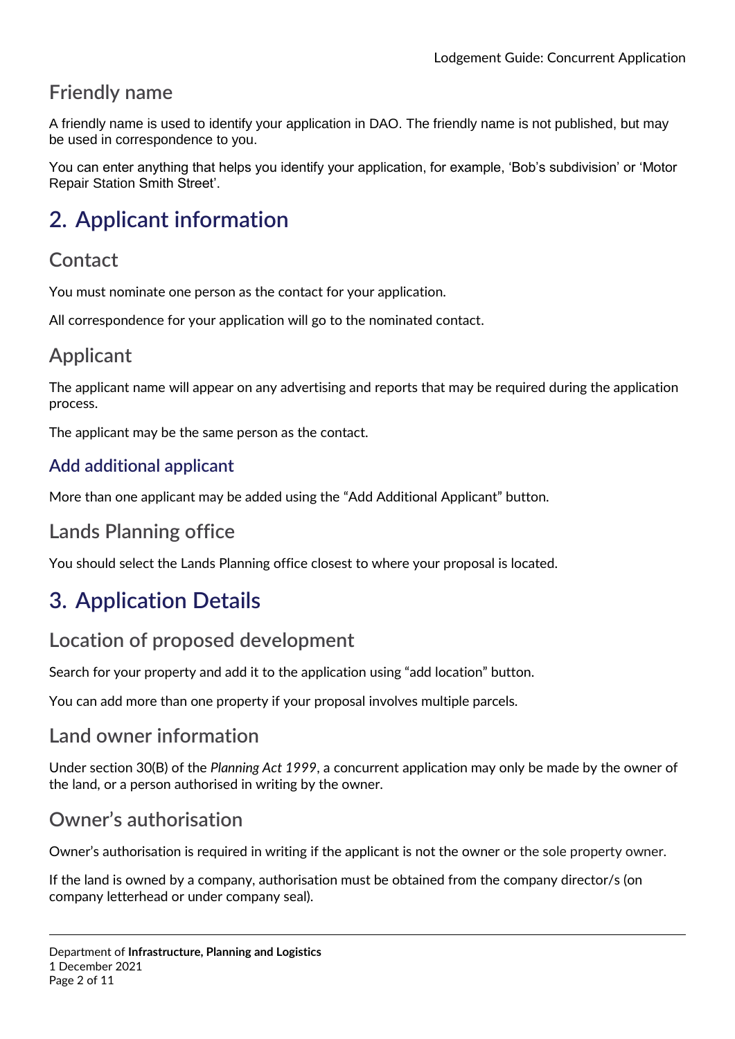### Friendly name

A friendly name is used to identify your application in DAO. The friendly name is not published, but may be used in correspondence to you.

You can enter anything that helps you identify your application, for example, 'Bob's subdivision' or 'Motor Repair Station Smith Street'.

## 2. Applicant information

### Contact

You must nominate one person as the contact for your application.

All correspondence for your application will go to the nominated contact.

### Applicant

The applicant name will appear on any advertising and reports that may be required during the application process.

The applicant may be the same person as the contact.

#### Add additional applicant

More than one applicant may be added using the "Add Additional Applicant" button.

### Lands Planning office

You should select the Lands Planning office closest to where your proposal is located.

## 3. Application Details

### Location of proposed development

Search for your property and add it to the application using "add location" button.

You can add more than one property if your proposal involves multiple parcels.

### Land owner information

Under section 30(B) of the *Planning Act 1999*, a concurrent application may only be made by the owner of the land, or a person authorised in writing by the owner.

### Owner's authorisation

Owner's authorisation is required in writing if the applicant is not the owner or the sole property owner.

If the land is owned by a company, authorisation must be obtained from the company director/s (on company letterhead or under company seal).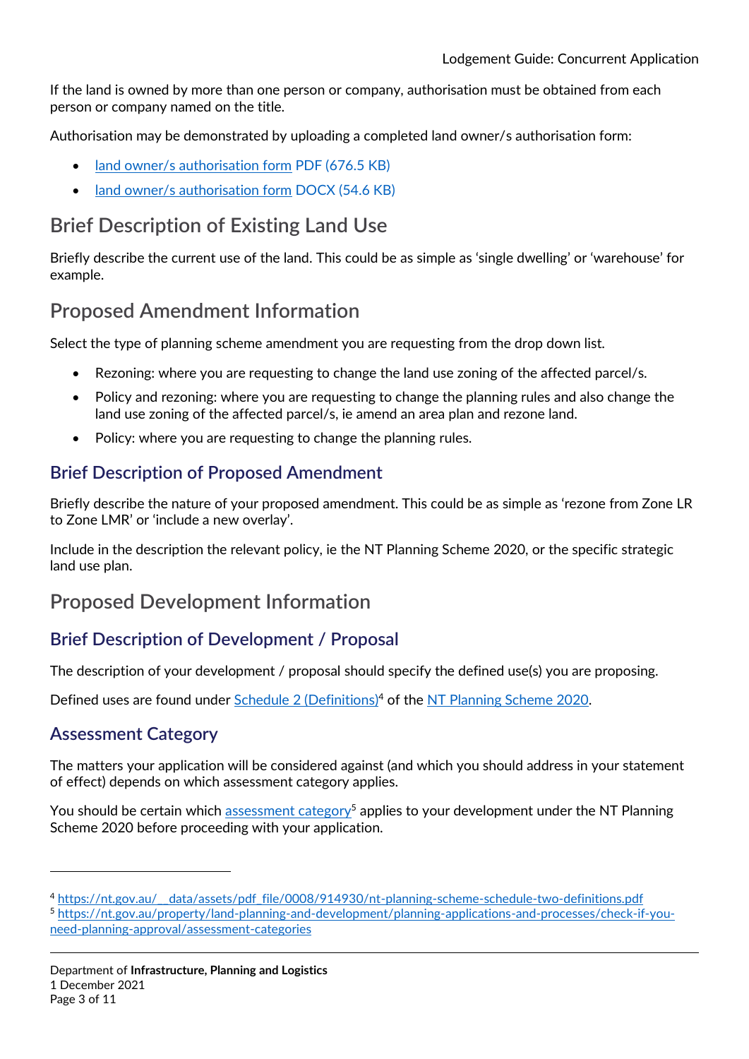If the land is owned by more than one person or company, authorisation must be obtained from each person or company named on the title.

Authorisation may be demonstrated by uploading a completed land owner/s authorisation form:

- land owner/s authorisation form PDF (676.5 KB)
- land owner/s authorisation form DOCX (54.6 KB)

## Brief Description of Existing Land Use

Briefly describe the current use of the land. This could be as simple as 'single dwelling' or 'warehouse' for example.

## Proposed Amendment Information

Select the type of planning scheme amendment you are requesting from the drop down list.

- Rezoning: where you are requesting to change the land use zoning of the affected parcel/s.
- Policy and rezoning: where you are requesting to change the planning rules and also change the land use zoning of the affected parcel/s, ie amend an area plan and rezone land.
- Policy: where you are requesting to change the planning rules.

### Brief Description of Proposed Amendment

Briefly describe the nature of your proposed amendment. This could be as simple as 'rezone from Zone LR to Zone LMR' or 'include a new overlay'.

Include in the description the relevant policy, ie the NT Planning Scheme 2020, or the specific strategic land use plan.

## Proposed Development Information

### Brief Description of Development / Proposal

The description of your development / proposal should specify the defined use(s) you are proposing.

Defined uses are found under Schedule 2 (Definitions)[4] of the NT Planning Scheme 2020.

### Assessment Category

The matters your application will be considered against (and which you should address in your statement of effect) depends on which assessment category applies.

You should be certain which assessment category[5] applies to your development under the NT Planning Scheme 2020 before proceeding with your application.

---

[4] https://nt.gov.au/__data/assets/pdf_file/0008/914930/nt-planning-scheme-schedule-two-definitions.pdf

[5] https://nt.gov.au/property/land-planning-and-development/planning-applications-and-processes/check-if-you-need-planning-approval/assessment-categories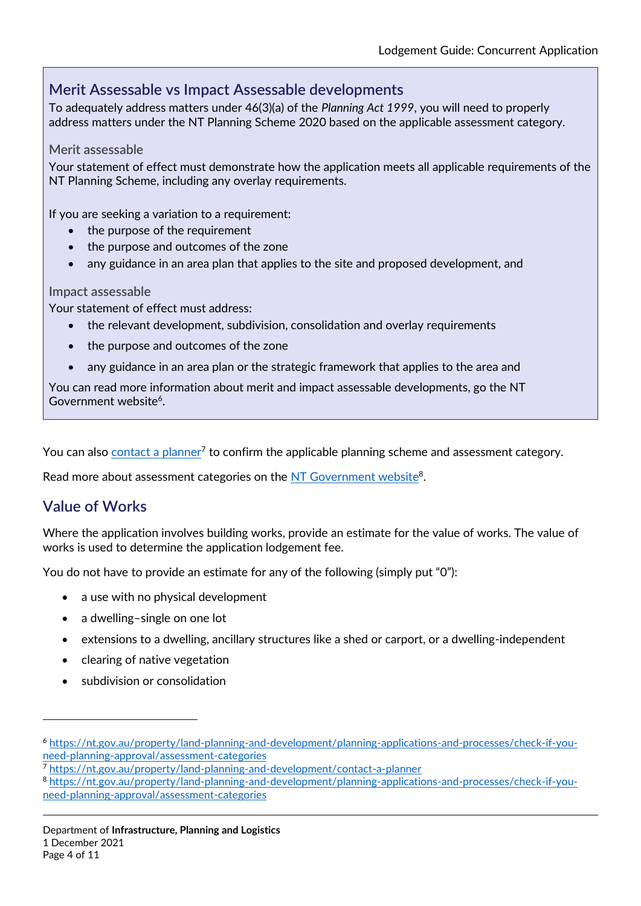## Merit Assessable vs Impact Assessable developments

To adequately address matters under 46(3)(a) of the *Planning Act 1999*, you will need to properly address matters under the NT Planning Scheme 2020 based on the applicable assessment category.

### Merit assessable

Your statement of effect must demonstrate how the application meets all applicable requirements of the NT Planning Scheme, including any overlay requirements.

If you are seeking a variation to a requirement:

- the purpose of the requirement
- the purpose and outcomes of the zone
- any guidance in an area plan that applies to the site and proposed development, and

### Impact assessable

Your statement of effect must address:

- the relevant development, subdivision, consolidation and overlay requirements
- the purpose and outcomes of the zone
- any guidance in an area plan or the strategic framework that applies to the area and

You can read more information about merit and impact assessable developments, go the NT Government website[6].

You can also contact a planner[7] to confirm the applicable planning scheme and assessment category.

Read more about assessment categories on the NT Government website[8].

## Value of Works

Where the application involves building works, provide an estimate for the value of works. The value of works is used to determine the application lodgement fee.

You do not have to provide an estimate for any of the following (simply put "0"):

- a use with no physical development
- a dwelling–single on one lot
- extensions to a dwelling, ancillary structures like a shed or carport, or a dwelling-independent
- clearing of native vegetation
- subdivision or consolidation

---

[6] https://nt.gov.au/property/land-planning-and-development/planning-applications-and-processes/check-if-you-need-planning-approval/assessment-categories

[7] https://nt.gov.au/property/land-planning-and-development/contact-a-planner

[8] https://nt.gov.au/property/land-planning-and-development/planning-applications-and-processes/check-if-you-need-planning-approval/assessment-categories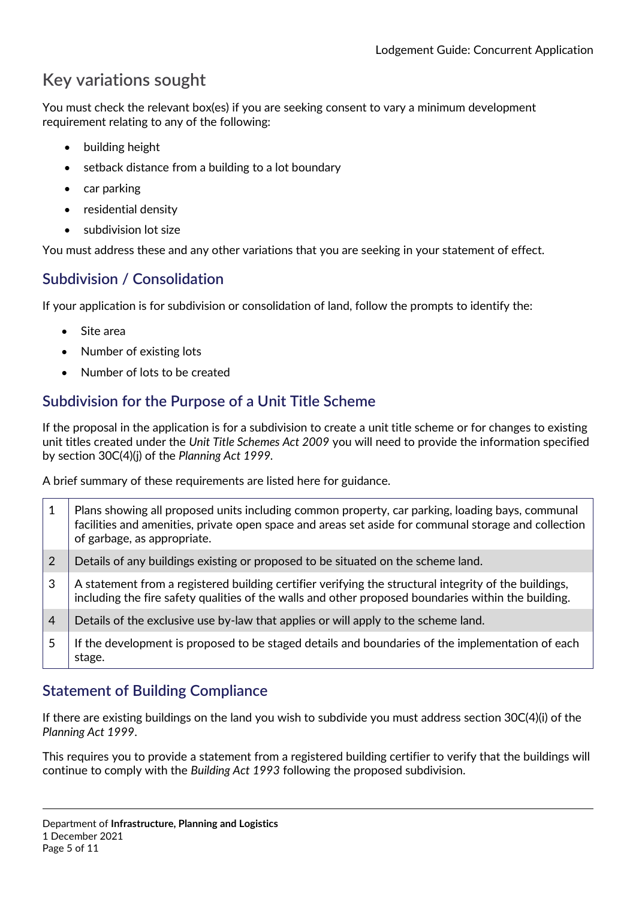## Key variations sought

You must check the relevant box(es) if you are seeking consent to vary a minimum development requirement relating to any of the following:

- building height
- setback distance from a building to a lot boundary
- car parking
- residential density
- subdivision lot size

You must address these and any other variations that you are seeking in your statement of effect.

### Subdivision / Consolidation

If your application is for subdivision or consolidation of land, follow the prompts to identify the:

- Site area
- Number of existing lots
- Number of lots to be created

### Subdivision for the Purpose of a Unit Title Scheme

If the proposal in the application is for a subdivision to create a unit title scheme or for changes to existing unit titles created under the *Unit Title Schemes Act 2009* you will need to provide the information specified by section 30C(4)(j) of the *Planning Act 1999*.

A brief summary of these requirements are listed here for guidance.

| | |
|---|---|
| 1 | Plans showing all proposed units including common property, car parking, loading bays, communal facilities and amenities, private open space and areas set aside for communal storage and collection of garbage, as appropriate. |
| 2 | Details of any buildings existing or proposed to be situated on the scheme land. |
| 3 | A statement from a registered building certifier verifying the structural integrity of the buildings, including the fire safety qualities of the walls and other proposed boundaries within the building. |
| 4 | Details of the exclusive use by-law that applies or will apply to the scheme land. |
| 5 | If the development is proposed to be staged details and boundaries of the implementation of each stage. |

### Statement of Building Compliance

If there are existing buildings on the land you wish to subdivide you must address section 30C(4)(i) of the *Planning Act 1999*.

This requires you to provide a statement from a registered building certifier to verify that the buildings will continue to comply with the *Building Act 1993* following the proposed subdivision.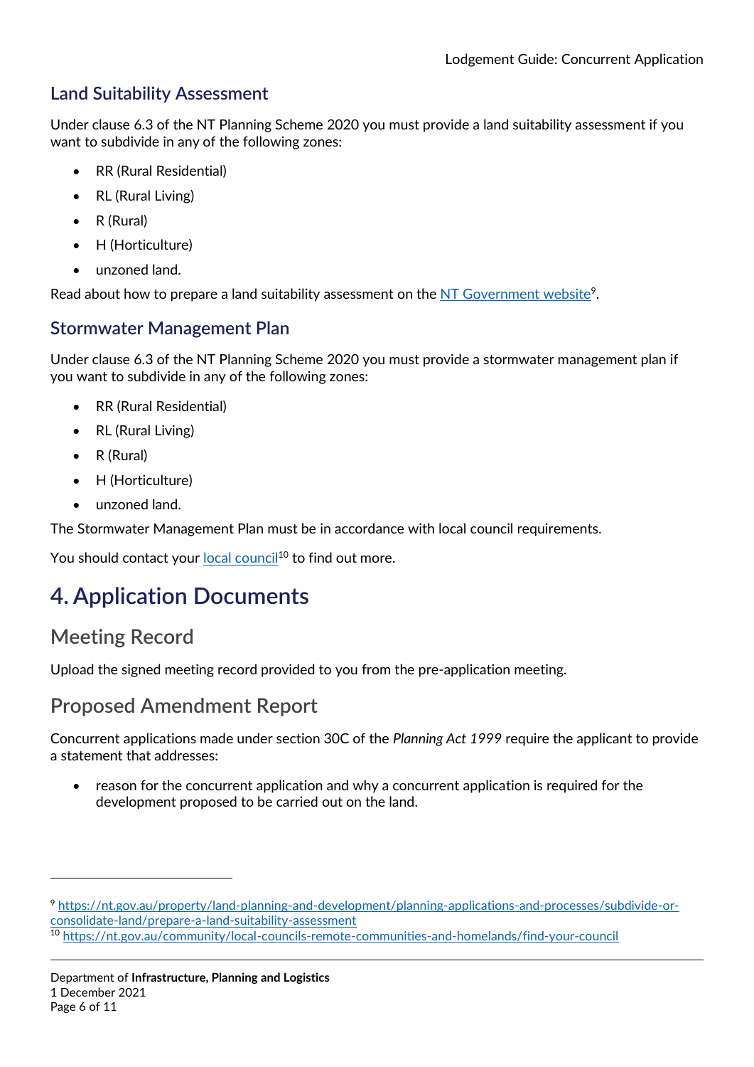## Land Suitability Assessment

Under clause 6.3 of the NT Planning Scheme 2020 you must provide a land suitability assessment if you want to subdivide in any of the following zones:

- RR (Rural Residential)
- RL (Rural Living)
- R (Rural)
- H (Horticulture)
- unzoned land.

Read about how to prepare a land suitability assessment on the NT Government website[9].

## Stormwater Management Plan

Under clause 6.3 of the NT Planning Scheme 2020 you must provide a stormwater management plan if you want to subdivide in any of the following zones:

- RR (Rural Residential)
- RL (Rural Living)
- R (Rural)
- H (Horticulture)
- unzoned land.

The Stormwater Management Plan must be in accordance with local council requirements.

You should contact your local council[10] to find out more.

# 4. Application Documents

## Meeting Record

Upload the signed meeting record provided to you from the pre-application meeting.

## Proposed Amendment Report

Concurrent applications made under section 30C of the *Planning Act 1999* require the applicant to provide a statement that addresses:

- reason for the concurrent application and why a concurrent application is required for the development proposed to be carried out on the land.

---

[9] https://nt.gov.au/property/land-planning-and-development/planning-applications-and-processes/subdivide-or-consolidate-land/prepare-a-land-suitability-assessment

[10] https://nt.gov.au/community/local-councils-remote-communities-and-homelands/find-your-council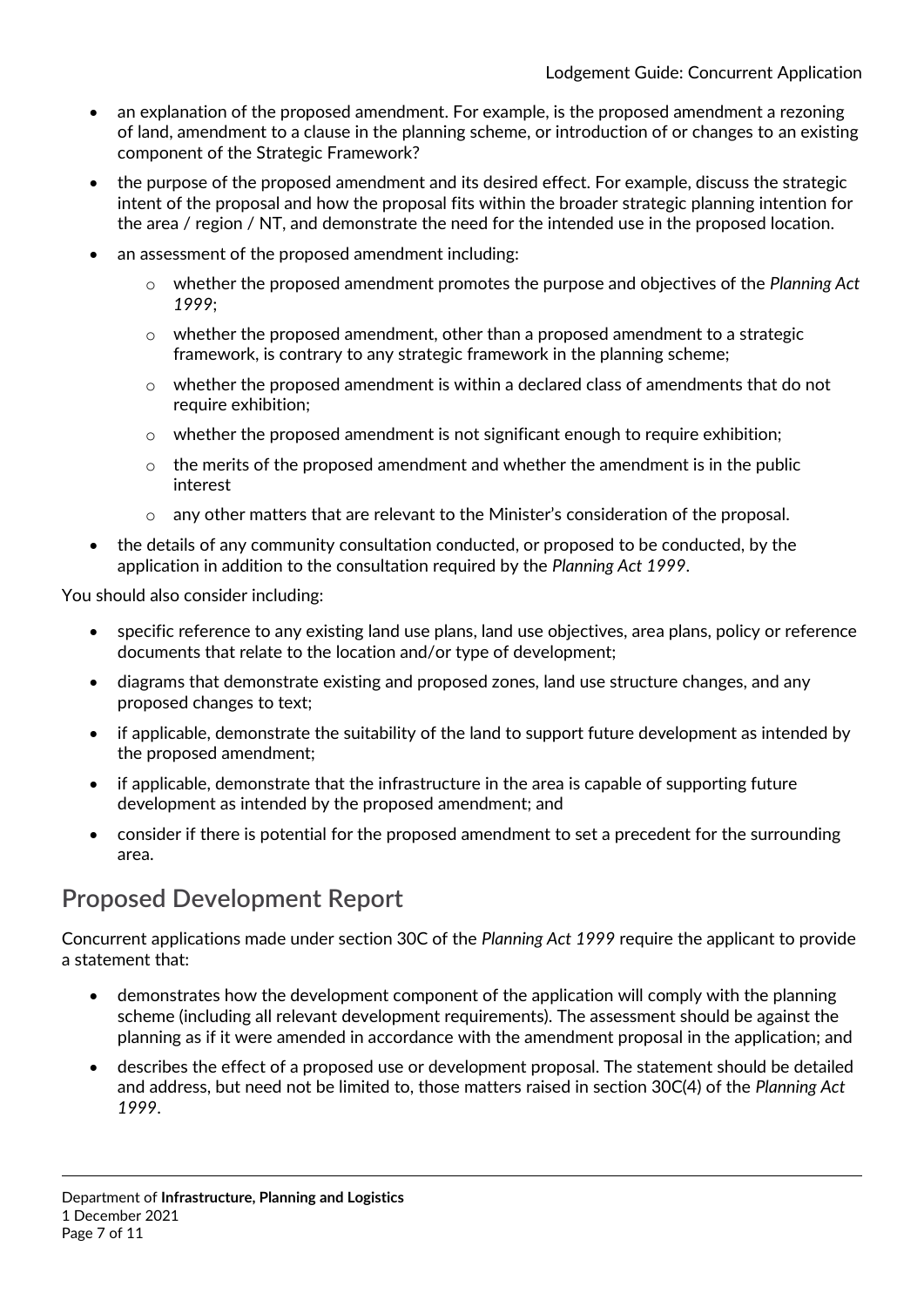- an explanation of the proposed amendment. For example, is the proposed amendment a rezoning of land, amendment to a clause in the planning scheme, or introduction of or changes to an existing component of the Strategic Framework?
- the purpose of the proposed amendment and its desired effect. For example, discuss the strategic intent of the proposal and how the proposal fits within the broader strategic planning intention for the area / region / NT, and demonstrate the need for the intended use in the proposed location.
- an assessment of the proposed amendment including:
  - whether the proposed amendment promotes the purpose and objectives of the *Planning Act 1999*;
  - whether the proposed amendment, other than a proposed amendment to a strategic framework, is contrary to any strategic framework in the planning scheme;
  - whether the proposed amendment is within a declared class of amendments that do not require exhibition;
  - whether the proposed amendment is not significant enough to require exhibition;
  - the merits of the proposed amendment and whether the amendment is in the public interest
  - any other matters that are relevant to the Minister's consideration of the proposal.
- the details of any community consultation conducted, or proposed to be conducted, by the application in addition to the consultation required by the *Planning Act 1999*.

You should also consider including:

- specific reference to any existing land use plans, land use objectives, area plans, policy or reference documents that relate to the location and/or type of development;
- diagrams that demonstrate existing and proposed zones, land use structure changes, and any proposed changes to text;
- if applicable, demonstrate the suitability of the land to support future development as intended by the proposed amendment;
- if applicable, demonstrate that the infrastructure in the area is capable of supporting future development as intended by the proposed amendment; and
- consider if there is potential for the proposed amendment to set a precedent for the surrounding area.

## Proposed Development Report

Concurrent applications made under section 30C of the *Planning Act 1999* require the applicant to provide a statement that:

- demonstrates how the development component of the application will comply with the planning scheme (including all relevant development requirements). The assessment should be against the planning as if it were amended in accordance with the amendment proposal in the application; and
- describes the effect of a proposed use or development proposal. The statement should be detailed and address, but need not be limited to, those matters raised in section 30C(4) of the *Planning Act 1999*.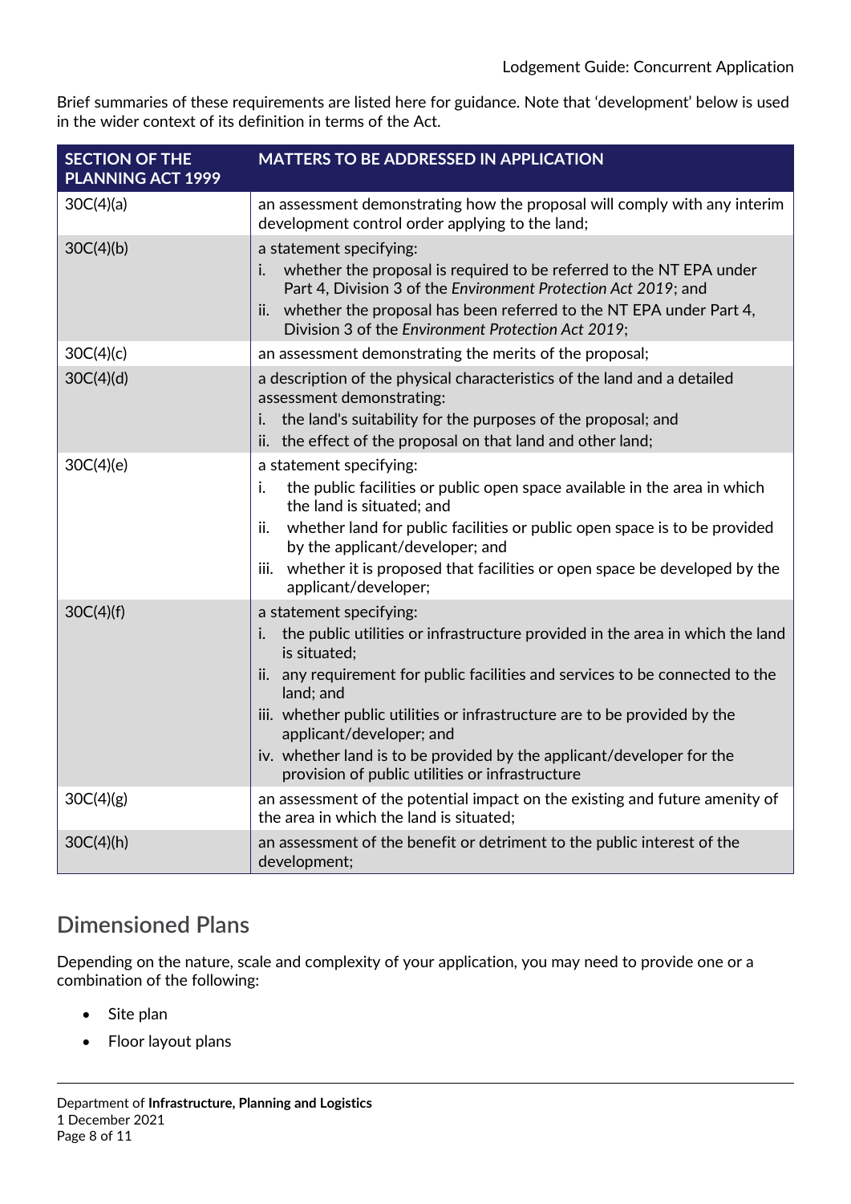Brief summaries of these requirements are listed here for guidance. Note that 'development' below is used in the wider context of its definition in terms of the Act.

| SECTION OF THE PLANNING ACT 1999 | MATTERS TO BE ADDRESSED IN APPLICATION |
|---|---|
| 30C(4)(a) | an assessment demonstrating how the proposal will comply with any interim development control order applying to the land; |
| 30C(4)(b) | a statement specifying:<br>i. whether the proposal is required to be referred to the NT EPA under Part 4, Division 3 of the *Environment Protection Act 2019*; and<br>ii. whether the proposal has been referred to the NT EPA under Part 4, Division 3 of the *Environment Protection Act 2019*; |
| 30C(4)(c) | an assessment demonstrating the merits of the proposal; |
| 30C(4)(d) | a description of the physical characteristics of the land and a detailed assessment demonstrating:<br>i. the land's suitability for the purposes of the proposal; and<br>ii. the effect of the proposal on that land and other land; |
| 30C(4)(e) | a statement specifying:<br>i. the public facilities or public open space available in the area in which the land is situated; and<br>ii. whether land for public facilities or public open space is to be provided by the applicant/developer; and<br>iii. whether it is proposed that facilities or open space be developed by the applicant/developer; |
| 30C(4)(f) | a statement specifying:<br>i. the public utilities or infrastructure provided in the area in which the land is situated;<br>ii. any requirement for public facilities and services to be connected to the land; and<br>iii. whether public utilities or infrastructure are to be provided by the applicant/developer; and<br>iv. whether land is to be provided by the applicant/developer for the provision of public utilities or infrastructure |
| 30C(4)(g) | an assessment of the potential impact on the existing and future amenity of the area in which the land is situated; |
| 30C(4)(h) | an assessment of the benefit or detriment to the public interest of the development; |

## Dimensioned Plans

Depending on the nature, scale and complexity of your application, you may need to provide one or a combination of the following:

- Site plan
- Floor layout plans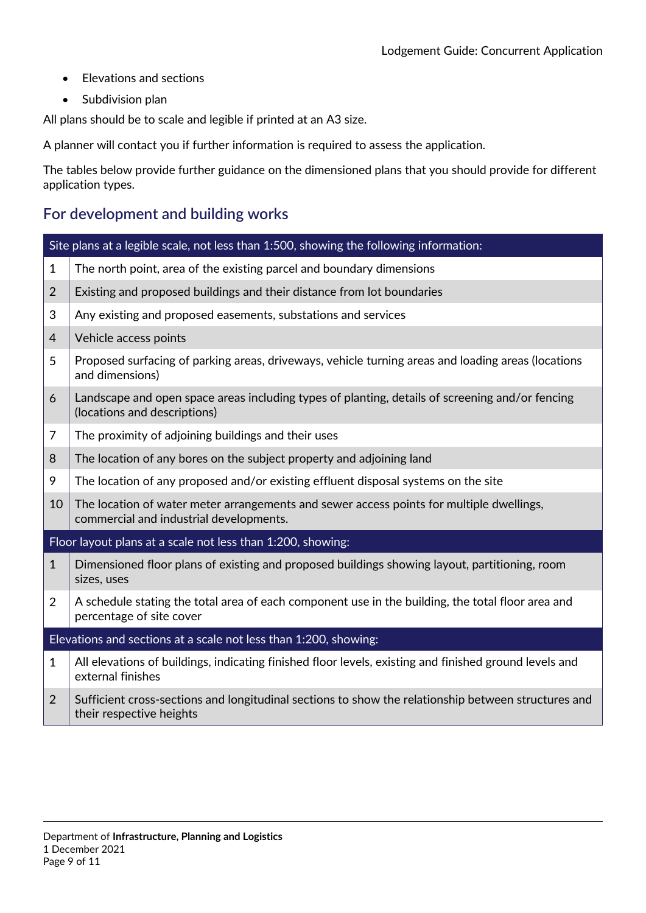- Elevations and sections
- Subdivision plan

All plans should be to scale and legible if printed at an A3 size.

A planner will contact you if further information is required to assess the application.

The tables below provide further guidance on the dimensioned plans that you should provide for different application types.

## For development and building works

| Site plans at a legible scale, not less than 1:500, showing the following information: | |
|---|---|
| 1 | The north point, area of the existing parcel and boundary dimensions |
| 2 | Existing and proposed buildings and their distance from lot boundaries |
| 3 | Any existing and proposed easements, substations and services |
| 4 | Vehicle access points |
| 5 | Proposed surfacing of parking areas, driveways, vehicle turning areas and loading areas (locations and dimensions) |
| 6 | Landscape and open space areas including types of planting, details of screening and/or fencing (locations and descriptions) |
| 7 | The proximity of adjoining buildings and their uses |
| 8 | The location of any bores on the subject property and adjoining land |
| 9 | The location of any proposed and/or existing effluent disposal systems on the site |
| 10 | The location of water meter arrangements and sewer access points for multiple dwellings, commercial and industrial developments. |
| **Floor layout plans at a scale not less than 1:200, showing:** | |
| 1 | Dimensioned floor plans of existing and proposed buildings showing layout, partitioning, room sizes, uses |
| 2 | A schedule stating the total area of each component use in the building, the total floor area and percentage of site cover |
| **Elevations and sections at a scale not less than 1:200, showing:** | |
| 1 | All elevations of buildings, indicating finished floor levels, existing and finished ground levels and external finishes |
| 2 | Sufficient cross-sections and longitudinal sections to show the relationship between structures and their respective heights |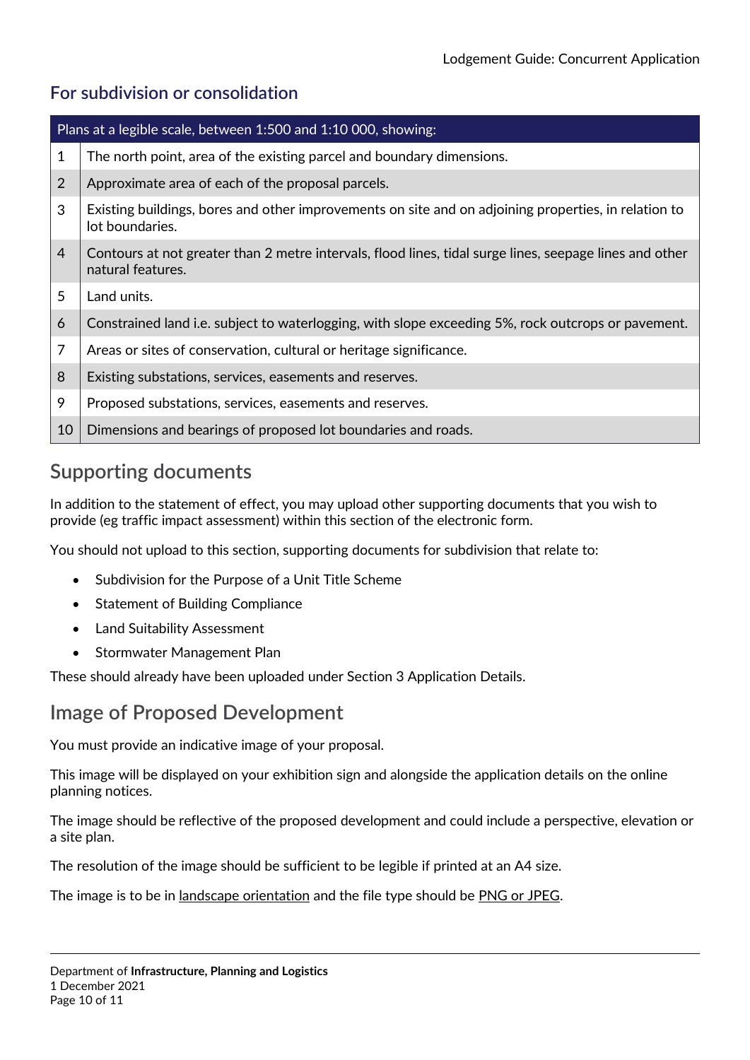## For subdivision or consolidation

| Plans at a legible scale, between 1:500 and 1:10 000, showing: | |
|---|---|
| 1 | The north point, area of the existing parcel and boundary dimensions. |
| 2 | Approximate area of each of the proposal parcels. |
| 3 | Existing buildings, bores and other improvements on site and on adjoining properties, in relation to lot boundaries. |
| 4 | Contours at not greater than 2 metre intervals, flood lines, tidal surge lines, seepage lines and other natural features. |
| 5 | Land units. |
| 6 | Constrained land i.e. subject to waterlogging, with slope exceeding 5%, rock outcrops or pavement. |
| 7 | Areas or sites of conservation, cultural or heritage significance. |
| 8 | Existing substations, services, easements and reserves. |
| 9 | Proposed substations, services, easements and reserves. |
| 10 | Dimensions and bearings of proposed lot boundaries and roads. |

# Supporting documents

In addition to the statement of effect, you may upload other supporting documents that you wish to provide (eg traffic impact assessment) within this section of the electronic form.

You should not upload to this section, supporting documents for subdivision that relate to:

- Subdivision for the Purpose of a Unit Title Scheme
- Statement of Building Compliance
- Land Suitability Assessment
- Stormwater Management Plan

These should already have been uploaded under Section 3 Application Details.

# Image of Proposed Development

You must provide an indicative image of your proposal.

This image will be displayed on your exhibition sign and alongside the application details on the online planning notices.

The image should be reflective of the proposed development and could include a perspective, elevation or a site plan.

The resolution of the image should be sufficient to be legible if printed at an A4 size.

The image is to be in landscape orientation and the file type should be PNG or JPEG.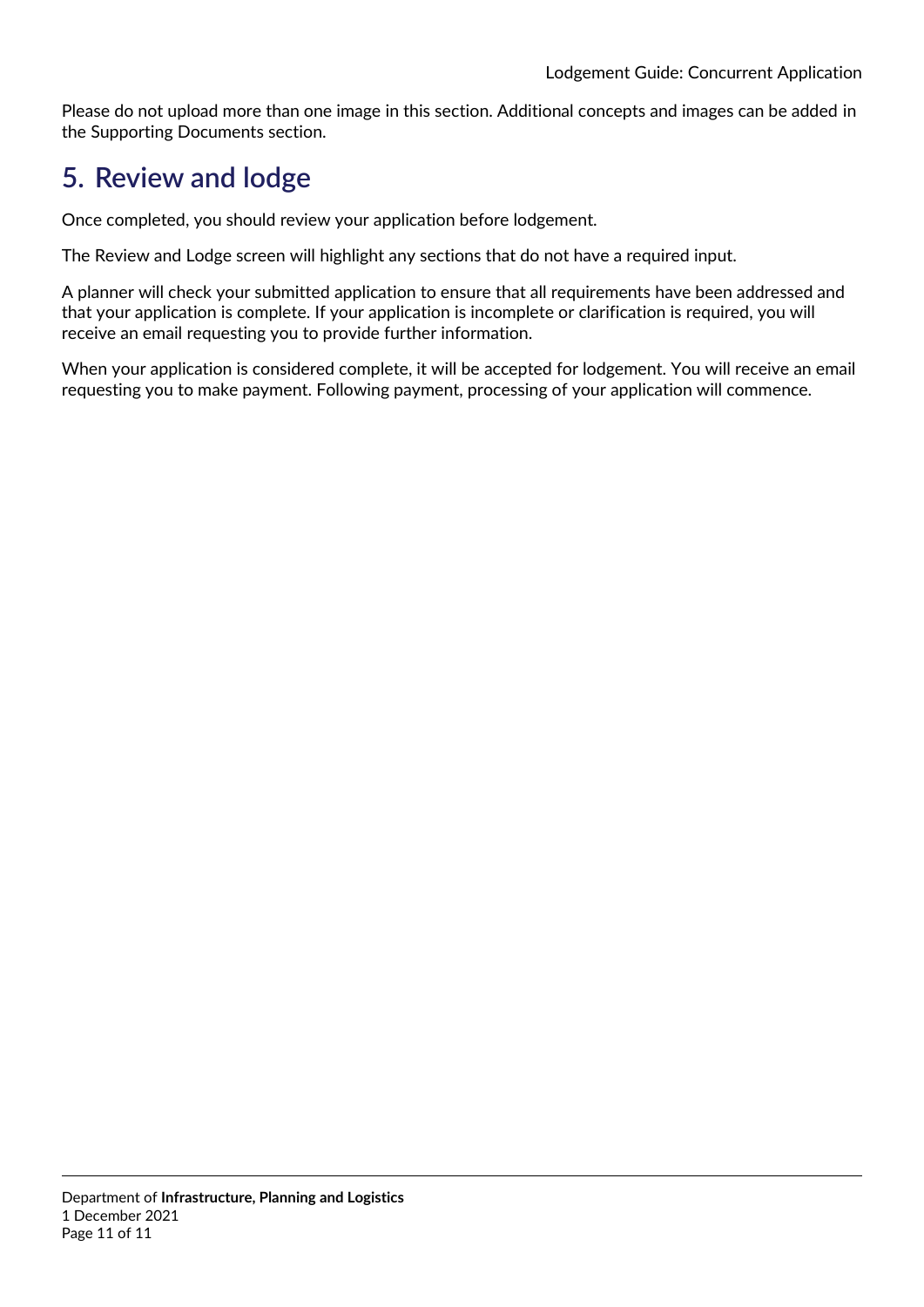Please do not upload more than one image in this section. Additional concepts and images can be added in the Supporting Documents section.

## 5. Review and lodge

Once completed, you should review your application before lodgement.

The Review and Lodge screen will highlight any sections that do not have a required input.

A planner will check your submitted application to ensure that all requirements have been addressed and that your application is complete. If your application is incomplete or clarification is required, you will receive an email requesting you to provide further information.

When your application is considered complete, it will be accepted for lodgement. You will receive an email requesting you to make payment. Following payment, processing of your application will commence.